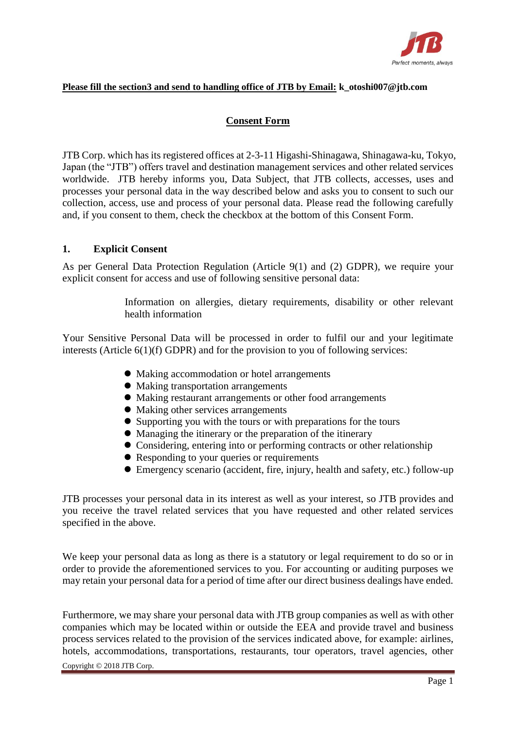**Please fill the section3 and send to handling office of JTB by Email:** **k_otoshi007@jtb.com**

# Consent Form

JTB Corp. which has its registered offices at 2-3-11 Higashi-Shinagawa, Shinagawa-ku, Tokyo, Japan (the "JTB") offers travel and destination management services and other related services worldwide. JTB hereby informs you, Data Subject, that JTB collects, accesses, uses and processes your personal data in the way described below and asks you to consent to such our collection, access, use and process of your personal data. Please read the following carefully and, if you consent to them, check the checkbox at the bottom of this Consent Form.

## 1. Explicit Consent

As per General Data Protection Regulation (Article 9(1) and (2) GDPR), we require your explicit consent for access and use of following sensitive personal data:

> Information on allergies, dietary requirements, disability or other relevant health information

Your Sensitive Personal Data will be processed in order to fulfil our and your legitimate interests (Article 6(1)(f) GDPR) and for the provision to you of following services:

- Making accommodation or hotel arrangements
- Making transportation arrangements
- Making restaurant arrangements or other food arrangements
- Making other services arrangements
- Supporting you with the tours or with preparations for the tours
- Managing the itinerary or the preparation of the itinerary
- Considering, entering into or performing contracts or other relationship
- Responding to your queries or requirements
- Emergency scenario (accident, fire, injury, health and safety, etc.) follow-up

JTB processes your personal data in its interest as well as your interest, so JTB provides and you receive the travel related services that you have requested and other related services specified in the above.

We keep your personal data as long as there is a statutory or legal requirement to do so or in order to provide the aforementioned services to you. For accounting or auditing purposes we may retain your personal data for a period of time after our direct business dealings have ended.

Furthermore, we may share your personal data with JTB group companies as well as with other companies which may be located within or outside the EEA and provide travel and business process services related to the provision of the services indicated above, for example: airlines, hotels, accommodations, transportations, restaurants, tour operators, travel agencies, other

Copyright © 2018 JTB Corp.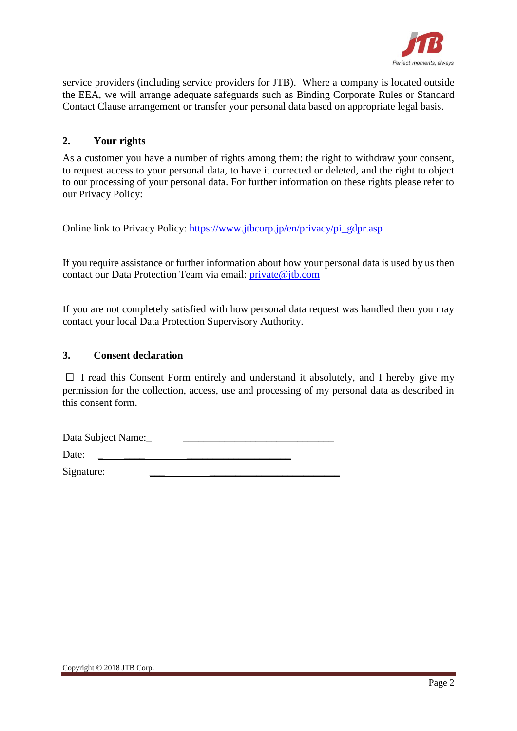service providers (including service providers for JTB). Where a company is located outside the EEA, we will arrange adequate safeguards such as Binding Corporate Rules or Standard Contact Clause arrangement or transfer your personal data based on appropriate legal basis.

## 2. Your rights

As a customer you have a number of rights among them: the right to withdraw your consent, to request access to your personal data, to have it corrected or deleted, and the right to object to our processing of your personal data. For further information on these rights please refer to our Privacy Policy:

Online link to Privacy Policy: https://www.jtbcorp.jp/en/privacy/pi_gdpr.asp

If you require assistance or further information about how your personal data is used by us then contact our Data Protection Team via email: private@jtb.com

If you are not completely satisfied with how personal data request was handled then you may contact your local Data Protection Supervisory Authority.

## 3. Consent declaration

☐ I read this Consent Form entirely and understand it absolutely, and I hereby give my permission for the collection, access, use and processing of my personal data as described in this consent form.

Data Subject Name:______________________________________

Date: ______________________________________

Signature: ______________________________________

Copyright © 2018 JTB Corp.